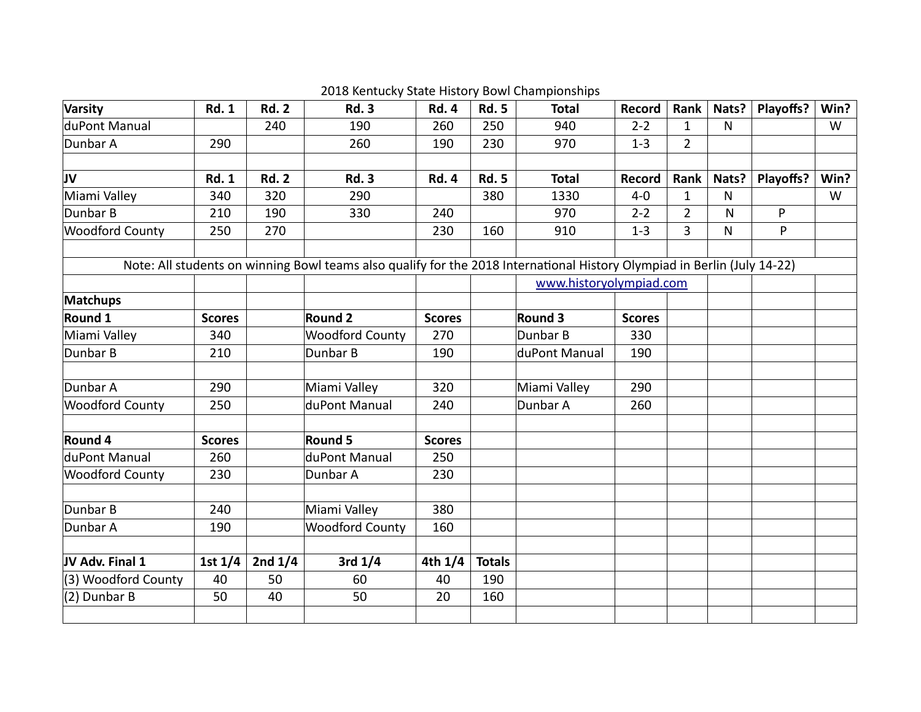2018 Kentucky State History Bowl Championships

| Varsity | Rd. 1 | Rd. 2 | Rd. 3 | Rd. 4 | Rd. 5 | Total | Record | Rank | Nats? | Playoffs? | Win? |
|---|---|---|---|---|---|---|---|---|---|---|---|
| duPont Manual | | 240 | 190 | 260 | 250 | 940 | 2-2 | 1 | N | | W |
| Dunbar A | 290 | | 260 | 190 | 230 | 970 | 1-3 | 2 | | | |

| JV | Rd. 1 | Rd. 2 | Rd. 3 | Rd. 4 | Rd. 5 | Total | Record | Rank | Nats? | Playoffs? | Win? |
|---|---|---|---|---|---|---|---|---|---|---|---|
| Miami Valley | 340 | 320 | 290 | | 380 | 1330 | 4-0 | 1 | N | | W |
| Dunbar B | 210 | 190 | 330 | 240 | | 970 | 2-2 | 2 | N | P | |
| Woodford County | 250 | 270 | | 230 | 160 | 910 | 1-3 | 3 | N | P | |

Note: All students on winning Bowl teams also qualify for the 2018 International History Olympiad in Berlin (July 14-22)

www.historyolympiad.com

**Matchups**

| Round 1 | Scores | Round 2 | Scores | Round 3 | Scores |
|---|---|---|---|---|---|
| Miami Valley | 340 | Woodford County | 270 | Dunbar B | 330 |
| Dunbar B | 210 | Dunbar B | 190 | duPont Manual | 190 |
| | | | | | |
| Dunbar A | 290 | Miami Valley | 320 | Miami Valley | 290 |
| Woodford County | 250 | duPont Manual | 240 | Dunbar A | 260 |

| Round 4 | Scores | Round 5 | Scores |
|---|---|---|---|
| duPont Manual | 260 | duPont Manual | 250 |
| Woodford County | 230 | Dunbar A | 230 |
| | | | |
| Dunbar B | 240 | Miami Valley | 380 |
| Dunbar A | 190 | Woodford County | 160 |

| JV Adv. Final 1 | 1st 1/4 | 2nd 1/4 | 3rd 1/4 | 4th 1/4 | Totals |
|---|---|---|---|---|---|
| (3) Woodford County | 40 | 50 | 60 | 40 | 190 |
| (2) Dunbar B | 50 | 40 | 50 | 20 | 160 |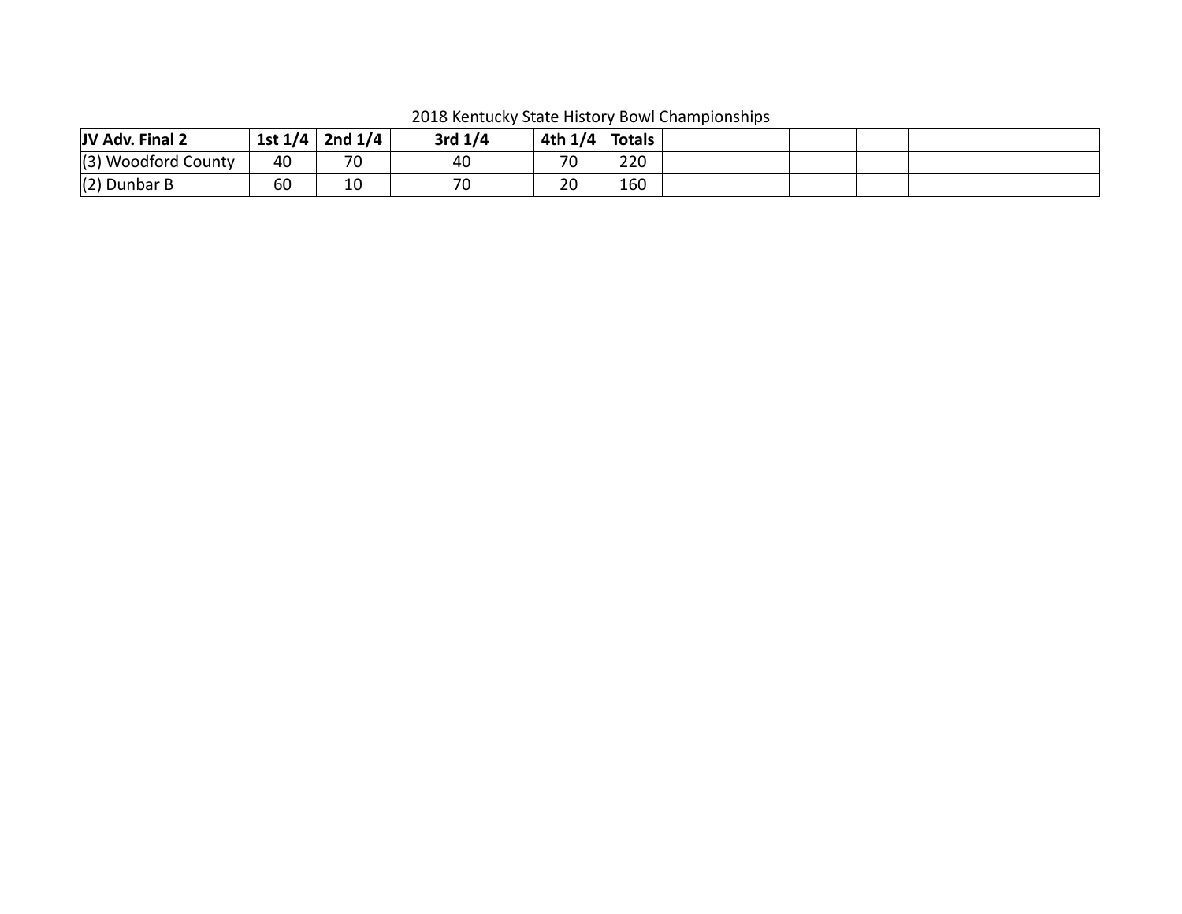2018 Kentucky State History Bowl Championships

| JV Adv. Final 2 | 1st 1/4 | 2nd 1/4 | 3rd 1/4 | 4th 1/4 | Totals | | | | | | |
|---|---|---|---|---|---|---|---|---|---|---|---|
| (3) Woodford County | 40 | 70 | 40 | 70 | 220 | | | | | | |
| (2) Dunbar B | 60 | 10 | 70 | 20 | 160 | | | | | | |